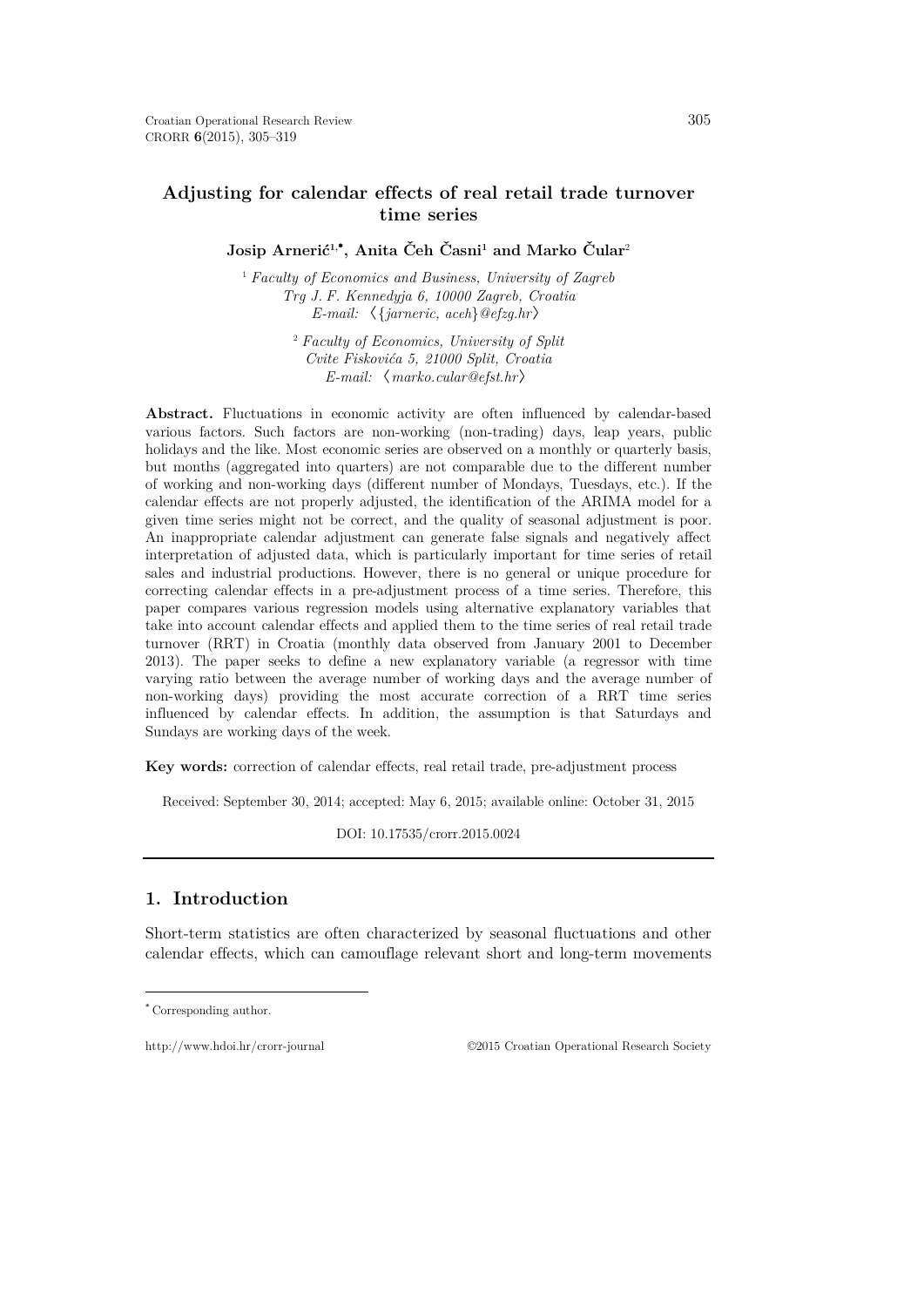# Adjusting for calendar effects of real retail trade turnover time series

**Josip Arnerić[1,\*], Anita Čeh Časni[1] and Marko Čular[2]**

[1] *Faculty of Economics and Business, University of Zagreb*
*Trg J. F. Kennedyja 6, 10000 Zagreb, Croatia*
*E-mail: ⟨{jarneric, aceh}@efzg.hr⟩*

[2] *Faculty of Economics, University of Split*
*Cvite Fiskovića 5, 21000 Split, Croatia*
*E-mail: ⟨marko.cular@efst.hr⟩*

**Abstract.** Fluctuations in economic activity are often influenced by calendar-based various factors. Such factors are non-working (non-trading) days, leap years, public holidays and the like. Most economic series are observed on a monthly or quarterly basis, but months (aggregated into quarters) are not comparable due to the different number of working and non-working days (different number of Mondays, Tuesdays, etc.). If the calendar effects are not properly adjusted, the identification of the ARIMA model for a given time series might not be correct, and the quality of seasonal adjustment is poor. An inappropriate calendar adjustment can generate false signals and negatively affect interpretation of adjusted data, which is particularly important for time series of retail sales and industrial productions. However, there is no general or unique procedure for correcting calendar effects in a pre-adjustment process of a time series. Therefore, this paper compares various regression models using alternative explanatory variables that take into account calendar effects and applied them to the time series of real retail trade turnover (RRT) in Croatia (monthly data observed from January 2001 to December 2013). The paper seeks to define a new explanatory variable (a regressor with time varying ratio between the average number of working days and the average number of non-working days) providing the most accurate correction of a RRT time series influenced by calendar effects. In addition, the assumption is that Saturdays and Sundays are working days of the week.

**Key words:** correction of calendar effects, real retail trade, pre-adjustment process

Received: September 30, 2014; accepted: May 6, 2015; available online: October 31, 2015

DOI: 10.17535/crorr.2015.0024

## 1. Introduction

Short-term statistics are often characterized by seasonal fluctuations and other calendar effects, which can camouflage relevant short and long-term movements

[\*] Corresponding author.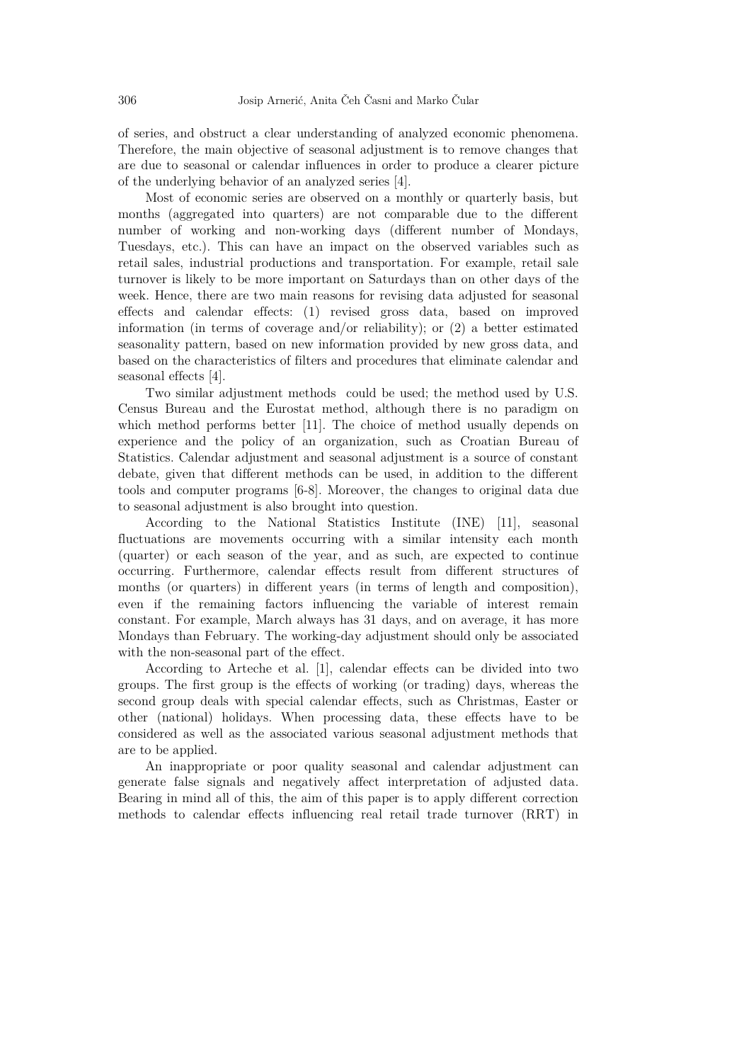of series, and obstruct a clear understanding of analyzed economic phenomena. Therefore, the main objective of seasonal adjustment is to remove changes that are due to seasonal or calendar influences in order to produce a clearer picture of the underlying behavior of an analyzed series [4].

Most of economic series are observed on a monthly or quarterly basis, but months (aggregated into quarters) are not comparable due to the different number of working and non-working days (different number of Mondays, Tuesdays, etc.). This can have an impact on the observed variables such as retail sales, industrial productions and transportation. For example, retail sale turnover is likely to be more important on Saturdays than on other days of the week. Hence, there are two main reasons for revising data adjusted for seasonal effects and calendar effects: (1) revised gross data, based on improved information (in terms of coverage and/or reliability); or (2) a better estimated seasonality pattern, based on new information provided by new gross data, and based on the characteristics of filters and procedures that eliminate calendar and seasonal effects [4].

Two similar adjustment methods could be used; the method used by U.S. Census Bureau and the Eurostat method, although there is no paradigm on which method performs better [11]. The choice of method usually depends on experience and the policy of an organization, such as Croatian Bureau of Statistics. Calendar adjustment and seasonal adjustment is a source of constant debate, given that different methods can be used, in addition to the different tools and computer programs [6-8]. Moreover, the changes to original data due to seasonal adjustment is also brought into question.

According to the National Statistics Institute (INE) [11], seasonal fluctuations are movements occurring with a similar intensity each month (quarter) or each season of the year, and as such, are expected to continue occurring. Furthermore, calendar effects result from different structures of months (or quarters) in different years (in terms of length and composition), even if the remaining factors influencing the variable of interest remain constant. For example, March always has 31 days, and on average, it has more Mondays than February. The working-day adjustment should only be associated with the non-seasonal part of the effect.

According to Arteche et al. [1], calendar effects can be divided into two groups. The first group is the effects of working (or trading) days, whereas the second group deals with special calendar effects, such as Christmas, Easter or other (national) holidays. When processing data, these effects have to be considered as well as the associated various seasonal adjustment methods that are to be applied.

An inappropriate or poor quality seasonal and calendar adjustment can generate false signals and negatively affect interpretation of adjusted data. Bearing in mind all of this, the aim of this paper is to apply different correction methods to calendar effects influencing real retail trade turnover (RRT) in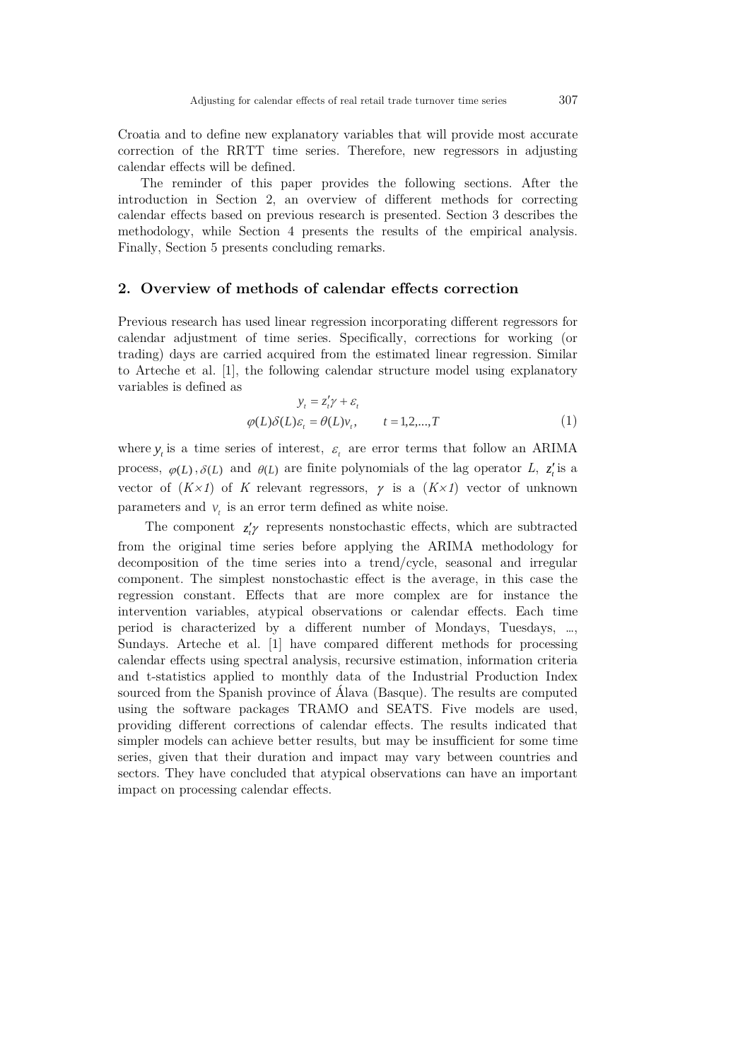Croatia and to define new explanatory variables that will provide most accurate correction of the RRTT time series. Therefore, new regressors in adjusting calendar effects will be defined.

The reminder of this paper provides the following sections. After the introduction in Section 2, an overview of different methods for correcting calendar effects based on previous research is presented. Section 3 describes the methodology, while Section 4 presents the results of the empirical analysis. Finally, Section 5 presents concluding remarks.

## 2. Overview of methods of calendar effects correction

Previous research has used linear regression incorporating different regressors for calendar adjustment of time series. Specifically, corrections for working (or trading) days are carried acquired from the estimated linear regression. Similar to Arteche et al. [1], the following calendar structure model using explanatory variables is defined as

$$y_t = z_t'\gamma + \varepsilon_t$$
$$\varphi(L)\delta(L)\varepsilon_t = \theta(L)v_t, \qquad t = 1,2,...,T \tag{1}$$

where $y_t$ is a time series of interest, $\varepsilon_t$ are error terms that follow an ARIMA process, $\varphi(L)$, $\delta(L)$ and $\theta(L)$ are finite polynomials of the lag operator $L$, $z_t'$ is a vector of $(K\times 1)$ of $K$ relevant regressors, $\gamma$ is a $(K\times 1)$ vector of unknown parameters and $v_t$ is an error term defined as white noise.

The component $z_t'\gamma$ represents nonstochastic effects, which are subtracted from the original time series before applying the ARIMA methodology for decomposition of the time series into a trend/cycle, seasonal and irregular component. The simplest nonstochastic effect is the average, in this case the regression constant. Effects that are more complex are for instance the intervention variables, atypical observations or calendar effects. Each time period is characterized by a different number of Mondays, Tuesdays, ..., Sundays. Arteche et al. [1] have compared different methods for processing calendar effects using spectral analysis, recursive estimation, information criteria and t-statistics applied to monthly data of the Industrial Production Index sourced from the Spanish province of Álava (Basque). The results are computed using the software packages TRAMO and SEATS. Five models are used, providing different corrections of calendar effects. The results indicated that simpler models can achieve better results, but may be insufficient for some time series, given that their duration and impact may vary between countries and sectors. They have concluded that atypical observations can have an important impact on processing calendar effects.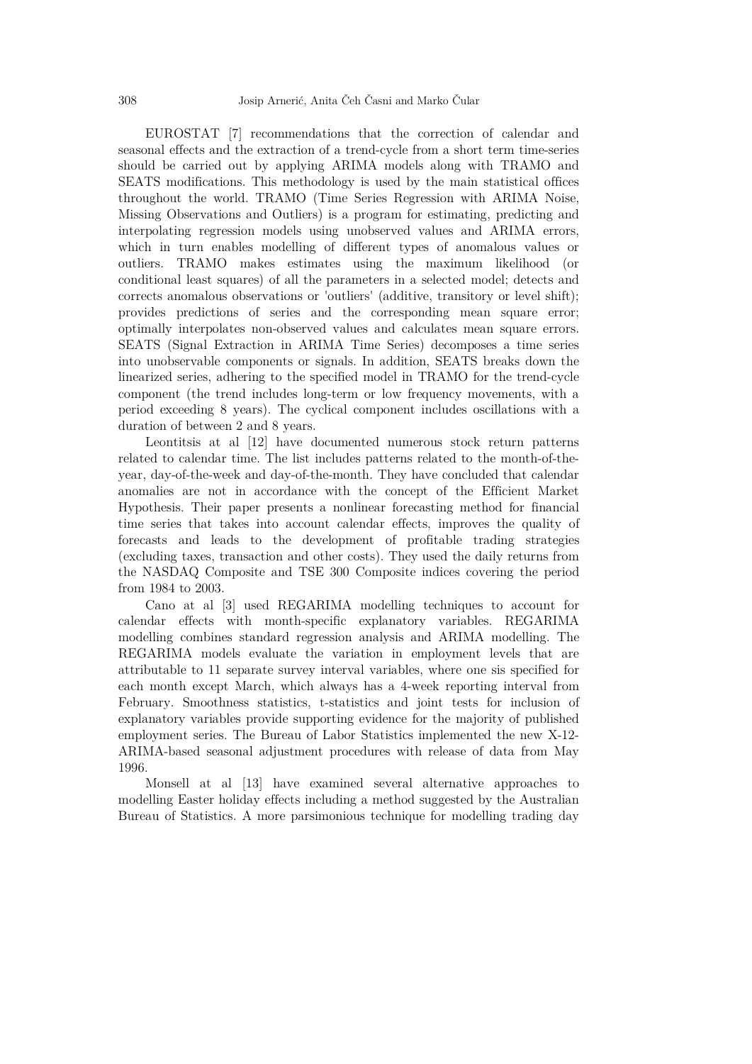EUROSTAT [7] recommendations that the correction of calendar and seasonal effects and the extraction of a trend-cycle from a short term time-series should be carried out by applying ARIMA models along with TRAMO and SEATS modifications. This methodology is used by the main statistical offices throughout the world. TRAMO (Time Series Regression with ARIMA Noise, Missing Observations and Outliers) is a program for estimating, predicting and interpolating regression models using unobserved values and ARIMA errors, which in turn enables modelling of different types of anomalous values or outliers. TRAMO makes estimates using the maximum likelihood (or conditional least squares) of all the parameters in a selected model; detects and corrects anomalous observations or 'outliers' (additive, transitory or level shift); provides predictions of series and the corresponding mean square error; optimally interpolates non-observed values and calculates mean square errors. SEATS (Signal Extraction in ARIMA Time Series) decomposes a time series into unobservable components or signals. In addition, SEATS breaks down the linearized series, adhering to the specified model in TRAMO for the trend-cycle component (the trend includes long-term or low frequency movements, with a period exceeding 8 years). The cyclical component includes oscillations with a duration of between 2 and 8 years.

Leontitsis at al [12] have documented numerous stock return patterns related to calendar time. The list includes patterns related to the month-of-the-year, day-of-the-week and day-of-the-month. They have concluded that calendar anomalies are not in accordance with the concept of the Efficient Market Hypothesis. Their paper presents a nonlinear forecasting method for financial time series that takes into account calendar effects, improves the quality of forecasts and leads to the development of profitable trading strategies (excluding taxes, transaction and other costs). They used the daily returns from the NASDAQ Composite and TSE 300 Composite indices covering the period from 1984 to 2003.

Cano at al [3] used REGARIMA modelling techniques to account for calendar effects with month-specific explanatory variables. REGARIMA modelling combines standard regression analysis and ARIMA modelling. The REGARIMA models evaluate the variation in employment levels that are attributable to 11 separate survey interval variables, where one sis specified for each month except March, which always has a 4-week reporting interval from February. Smoothness statistics, t-statistics and joint tests for inclusion of explanatory variables provide supporting evidence for the majority of published employment series. The Bureau of Labor Statistics implemented the new X-12-ARIMA-based seasonal adjustment procedures with release of data from May 1996.

Monsell at al [13] have examined several alternative approaches to modelling Easter holiday effects including a method suggested by the Australian Bureau of Statistics. A more parsimonious technique for modelling trading day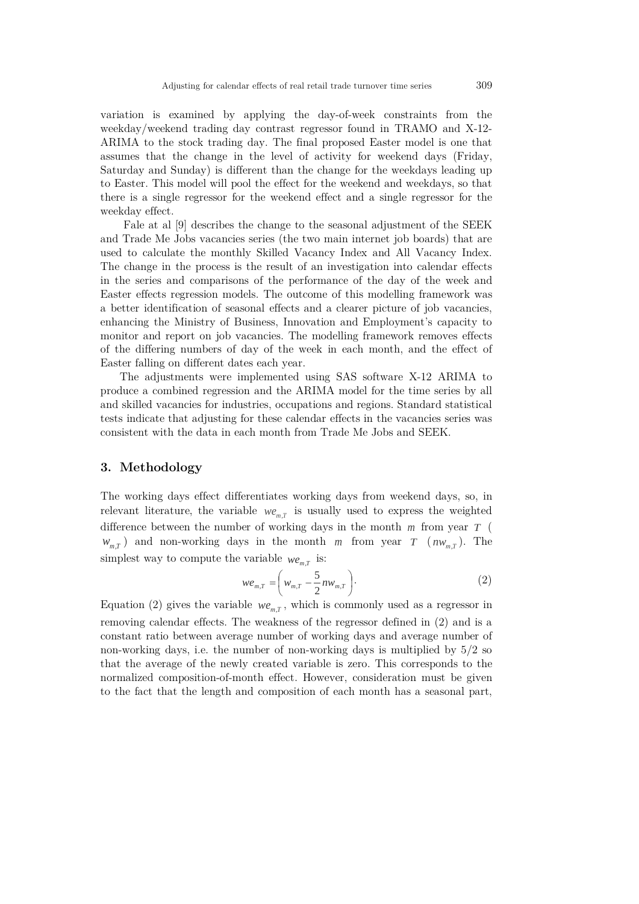variation is examined by applying the day-of-week constraints from the weekday/weekend trading day contrast regressor found in TRAMO and X-12-ARIMA to the stock trading day. The final proposed Easter model is one that assumes that the change in the level of activity for weekend days (Friday, Saturday and Sunday) is different than the change for the weekdays leading up to Easter. This model will pool the effect for the weekend and weekdays, so that there is a single regressor for the weekend effect and a single regressor for the weekday effect.

Fale at al [9] describes the change to the seasonal adjustment of the SEEK and Trade Me Jobs vacancies series (the two main internet job boards) that are used to calculate the monthly Skilled Vacancy Index and All Vacancy Index. The change in the process is the result of an investigation into calendar effects in the series and comparisons of the performance of the day of the week and Easter effects regression models. The outcome of this modelling framework was a better identification of seasonal effects and a clearer picture of job vacancies, enhancing the Ministry of Business, Innovation and Employment's capacity to monitor and report on job vacancies. The modelling framework removes effects of the differing numbers of day of the week in each month, and the effect of Easter falling on different dates each year.

The adjustments were implemented using SAS software X-12 ARIMA to produce a combined regression and the ARIMA model for the time series by all and skilled vacancies for industries, occupations and regions. Standard statistical tests indicate that adjusting for these calendar effects in the vacancies series was consistent with the data in each month from Trade Me Jobs and SEEK.

## 3. Methodology

The working days effect differentiates working days from weekend days, so, in relevant literature, the variable $we_{m,T}$ is usually used to express the weighted difference between the number of working days in the month $m$ from year $T$ ($w_{m,T}$) and non-working days in the month $m$ from year $T$ ($nw_{m,T}$). The simplest way to compute the variable $we_{m,T}$ is:

$$we_{m,T} = \left( w_{m,T} - \frac{5}{2} nw_{m,T} \right). \tag{2}$$

Equation (2) gives the variable $we_{m,T}$, which is commonly used as a regressor in removing calendar effects. The weakness of the regressor defined in (2) and is a constant ratio between average number of working days and average number of non-working days, i.e. the number of non-working days is multiplied by 5/2 so that the average of the newly created variable is zero. This corresponds to the normalized composition-of-month effect. However, consideration must be given to the fact that the length and composition of each month has a seasonal part,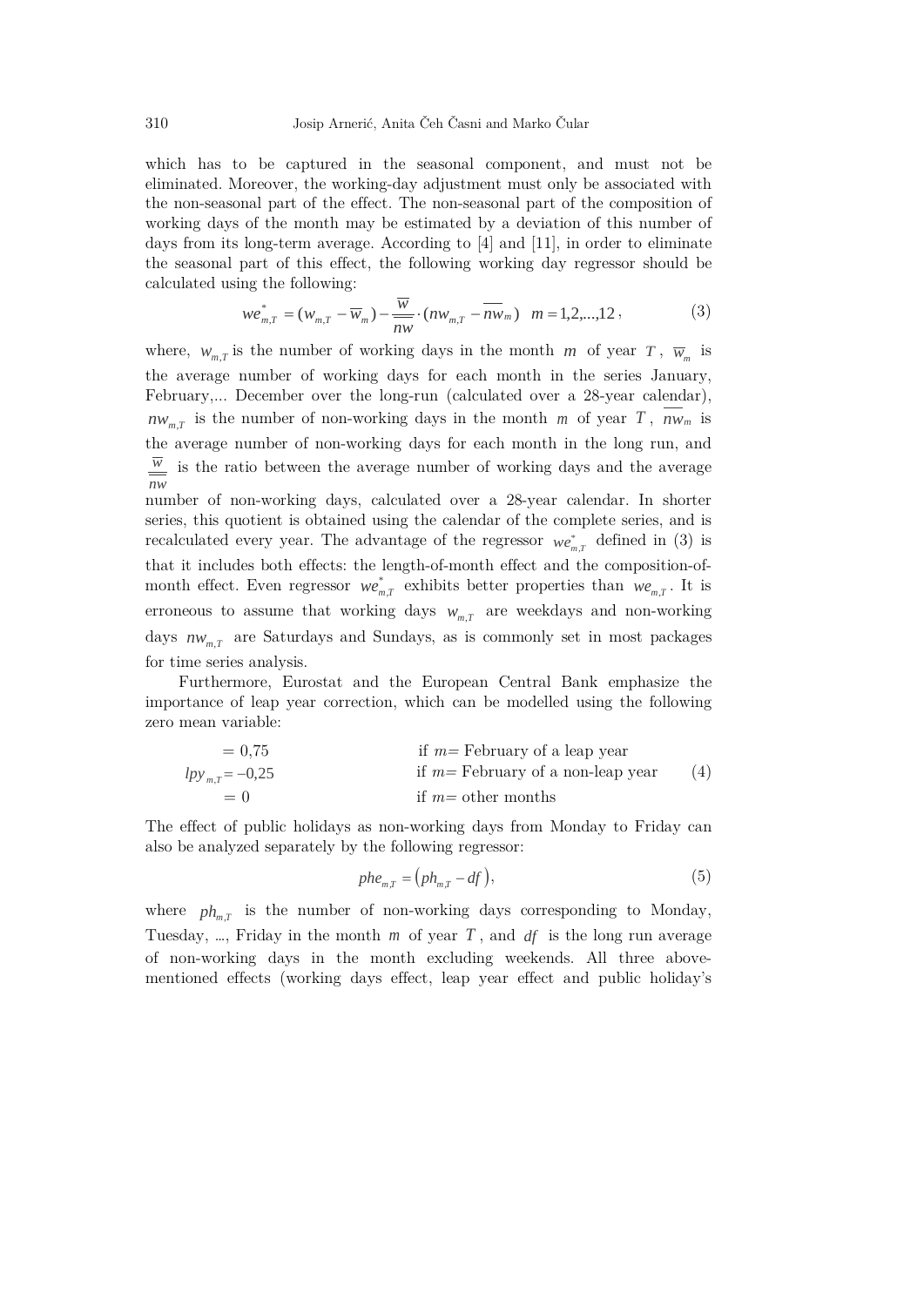which has to be captured in the seasonal component, and must not be eliminated. Moreover, the working-day adjustment must only be associated with the non-seasonal part of the effect. The non-seasonal part of the composition of working days of the month may be estimated by a deviation of this number of days from its long-term average. According to [4] and [11], in order to eliminate the seasonal part of this effect, the following working day regressor should be calculated using the following:

$$we^{*}_{m,T} = (w_{m,T} - \overline{w}_m) - \frac{\overline{w}}{\overline{nw}} \cdot (nw_{m,T} - \overline{nw}_m) \quad m = 1,2,...,12\,, \tag{3}$$

where, $w_{m,T}$ is the number of working days in the month $m$ of year $T$, $\overline{w}_m$ is the average number of working days for each month in the series January, February,... December over the long-run (calculated over a 28-year calendar), $nw_{m,T}$ is the number of non-working days in the month $m$ of year $T$, $\overline{nw}_m$ is the average number of non-working days for each month in the long run, and $\frac{\overline{w}}{\overline{nw}}$ is the ratio between the average number of working days and the average number of non-working days, calculated over a 28-year calendar. In shorter series, this quotient is obtained using the calendar of the complete series, and is recalculated every year. The advantage of the regressor $we^{*}_{m,T}$ defined in (3) is that it includes both effects: the length-of-month effect and the composition-of-month effect. Even regressor $we^{*}_{m,T}$ exhibits better properties than $we_{m,T}$. It is erroneous to assume that working days $w_{m,T}$ are weekdays and non-working days $nw_{m,T}$ are Saturdays and Sundays, as is commonly set in most packages for time series analysis.

Furthermore, Eurostat and the European Central Bank emphasize the importance of leap year correction, which can be modelled using the following zero mean variable:

$$lpy_{m,T} = \begin{cases} 0{,}75 & \text{if } m = \text{February of a leap year} \\ -0{,}25 & \text{if } m = \text{February of a non-leap year} \\ 0 & \text{if } m = \text{other months} \end{cases} \tag{4}$$

The effect of public holidays as non-working days from Monday to Friday can also be analyzed separately by the following regressor:

$$phe_{m,T} = \left(ph_{m,T} - df\right), \tag{5}$$

where $ph_{m,T}$ is the number of non-working days corresponding to Monday, Tuesday, ..., Friday in the month $m$ of year $T$, and $df$ is the long run average of non-working days in the month excluding weekends. All three above-mentioned effects (working days effect, leap year effect and public holiday's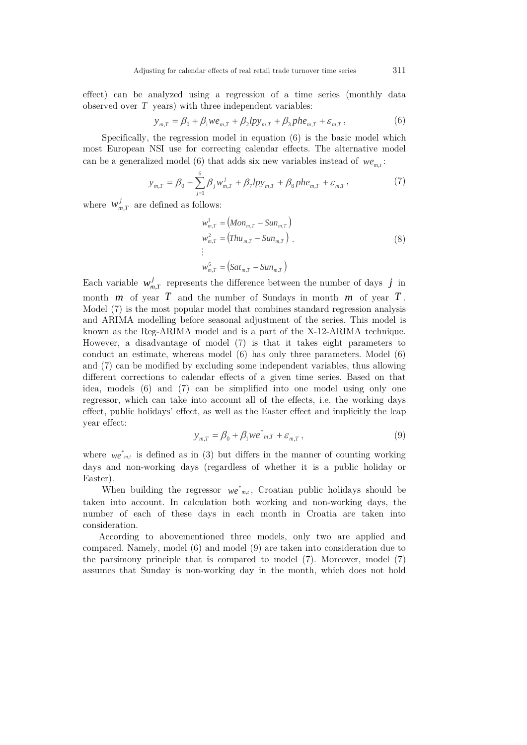effect) can be analyzed using a regression of a time series (monthly data observed over $T$ years) with three independent variables:

$$y_{m,T} = \beta_0 + \beta_1 we_{m,T} + \beta_2 lpy_{m,T} + \beta_3 phe_{m,T} + \varepsilon_{m,T}\,, \tag{6}$$

Specifically, the regression model in equation (6) is the basic model which most European NSI use for correcting calendar effects. The alternative model can be a generalized model (6) that adds six new variables instead of $we_{m,t}$:

$$y_{m,T} = \beta_0 + \sum_{j=1}^{6} \beta_j w_{m,T}^{j} + \beta_7 lpy_{m,T} + \beta_8 phe_{m,T} + \varepsilon_{m,T}\,, \tag{7}$$

where $w_{m,T}^{j}$ are defined as follows:

$$\begin{aligned} w_{m,T}^{1} &= \left(Mon_{m,T} - Sun_{m,T}\right) \\ w_{m,T}^{2} &= \left(Thu_{m,T} - Sun_{m,T}\right) \\ &\vdots \\ w_{m,T}^{6} &= \left(Sat_{m,T} - Sun_{m,T}\right) \end{aligned} \tag{8}$$

Each variable $w_{m,T}^{j}$ represents the difference between the number of days $j$ in month $m$ of year $T$ and the number of Sundays in month $m$ of year $T$. Model (7) is the most popular model that combines standard regression analysis and ARIMA modelling before seasonal adjustment of the series. This model is known as the Reg-ARIMA model and is a part of the X-12-ARIMA technique. However, a disadvantage of model (7) is that it takes eight parameters to conduct an estimate, whereas model (6) has only three parameters. Model (6) and (7) can be modified by excluding some independent variables, thus allowing different corrections to calendar effects of a given time series. Based on that idea, models (6) and (7) can be simplified into one model using only one regressor, which can take into account all of the effects, i.e. the working days effect, public holidays' effect, as well as the Easter effect and implicitly the leap year effect:

$$y_{m,T} = \beta_0 + \beta_1 we^{*}_{m,T} + \varepsilon_{m,T}\,, \tag{9}$$

where $we^{*}_{m,t}$ is defined as in (3) but differs in the manner of counting working days and non-working days (regardless of whether it is a public holiday or Easter).

When building the regressor $we^{*}_{m,t}$, Croatian public holidays should be taken into account. In calculation both working and non-working days, the number of each of these days in each month in Croatia are taken into consideration.

According to abovementioned three models, only two are applied and compared. Namely, model (6) and model (9) are taken into consideration due to the parsimony principle that is compared to model (7). Moreover, model (7) assumes that Sunday is non-working day in the month, which does not hold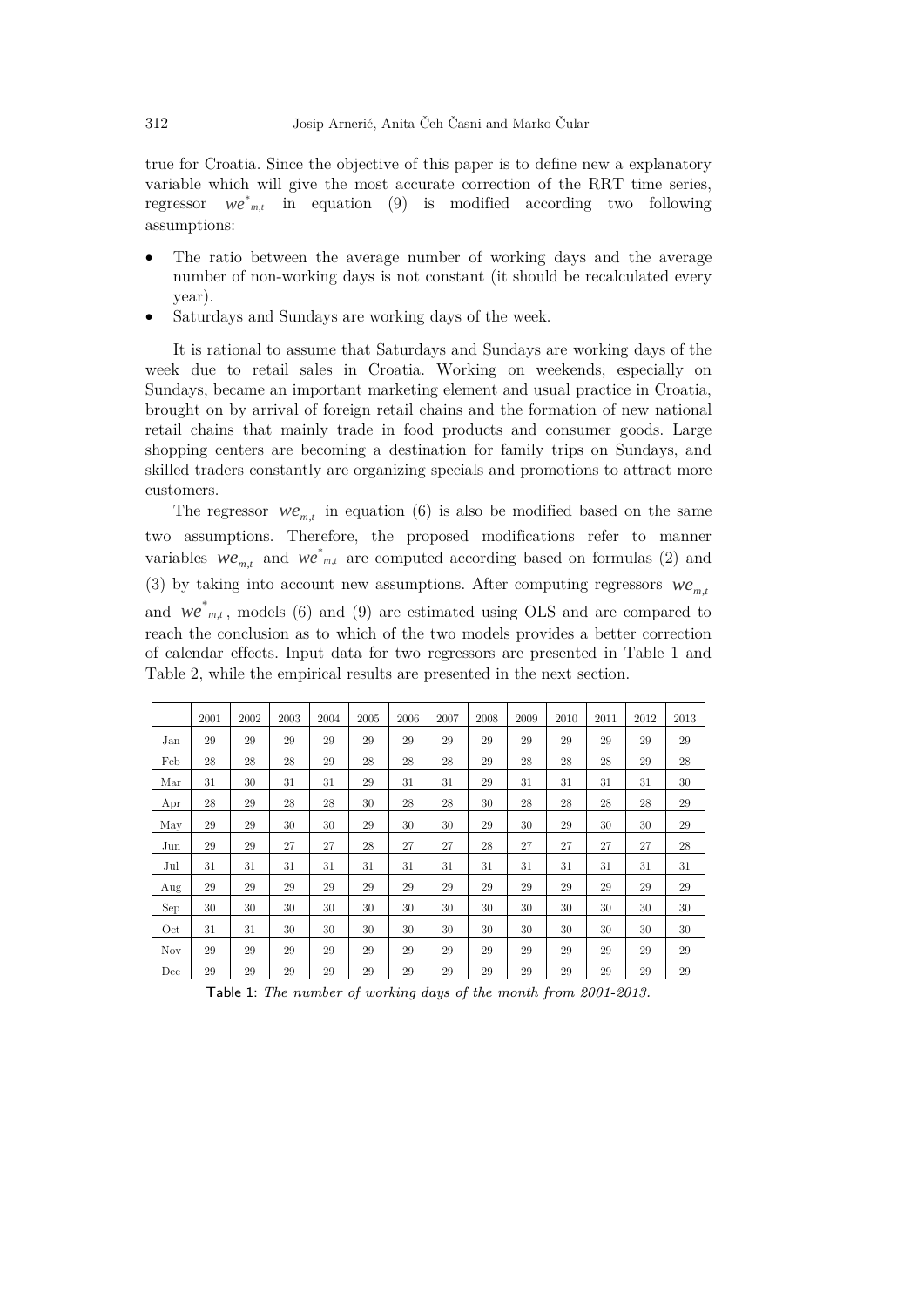true for Croatia. Since the objective of this paper is to define new a explanatory variable which will give the most accurate correction of the RRT time series, regressor $we^{*}_{m,t}$ in equation (9) is modified according two following assumptions:

- The ratio between the average number of working days and the average number of non-working days is not constant (it should be recalculated every year).
- Saturdays and Sundays are working days of the week.

It is rational to assume that Saturdays and Sundays are working days of the week due to retail sales in Croatia. Working on weekends, especially on Sundays, became an important marketing element and usual practice in Croatia, brought on by arrival of foreign retail chains and the formation of new national retail chains that mainly trade in food products and consumer goods. Large shopping centers are becoming a destination for family trips on Sundays, and skilled traders constantly are organizing specials and promotions to attract more customers.

The regressor $we_{m,t}$ in equation (6) is also be modified based on the same two assumptions. Therefore, the proposed modifications refer to manner variables $we_{m,t}$ and $we^{*}_{m,t}$ are computed according based on formulas (2) and (3) by taking into account new assumptions. After computing regressors $we_{m,t}$ and $we^{*}_{m,t}$, models (6) and (9) are estimated using OLS and are compared to reach the conclusion as to which of the two models provides a better correction of calendar effects. Input data for two regressors are presented in Table 1 and Table 2, while the empirical results are presented in the next section.

| | 2001 | 2002 | 2003 | 2004 | 2005 | 2006 | 2007 | 2008 | 2009 | 2010 | 2011 | 2012 | 2013 |
|---|---|---|---|---|---|---|---|---|---|---|---|---|---|
| Jan | 29 | 29 | 29 | 29 | 29 | 29 | 29 | 29 | 29 | 29 | 29 | 29 | 29 |
| Feb | 28 | 28 | 28 | 29 | 28 | 28 | 28 | 29 | 28 | 28 | 28 | 29 | 28 |
| Mar | 31 | 30 | 31 | 31 | 29 | 31 | 31 | 29 | 31 | 31 | 31 | 31 | 30 |
| Apr | 28 | 29 | 28 | 28 | 30 | 28 | 28 | 30 | 28 | 28 | 28 | 28 | 29 |
| May | 29 | 29 | 30 | 30 | 29 | 30 | 30 | 29 | 30 | 29 | 30 | 30 | 29 |
| Jun | 29 | 29 | 27 | 27 | 28 | 27 | 27 | 28 | 27 | 27 | 27 | 27 | 28 |
| Jul | 31 | 31 | 31 | 31 | 31 | 31 | 31 | 31 | 31 | 31 | 31 | 31 | 31 |
| Aug | 29 | 29 | 29 | 29 | 29 | 29 | 29 | 29 | 29 | 29 | 29 | 29 | 29 |
| Sep | 30 | 30 | 30 | 30 | 30 | 30 | 30 | 30 | 30 | 30 | 30 | 30 | 30 |
| Oct | 31 | 31 | 30 | 30 | 30 | 30 | 30 | 30 | 30 | 30 | 30 | 30 | 30 |
| Nov | 29 | 29 | 29 | 29 | 29 | 29 | 29 | 29 | 29 | 29 | 29 | 29 | 29 |
| Dec | 29 | 29 | 29 | 29 | 29 | 29 | 29 | 29 | 29 | 29 | 29 | 29 | 29 |

Table 1: *The number of working days of the month from 2001-2013.*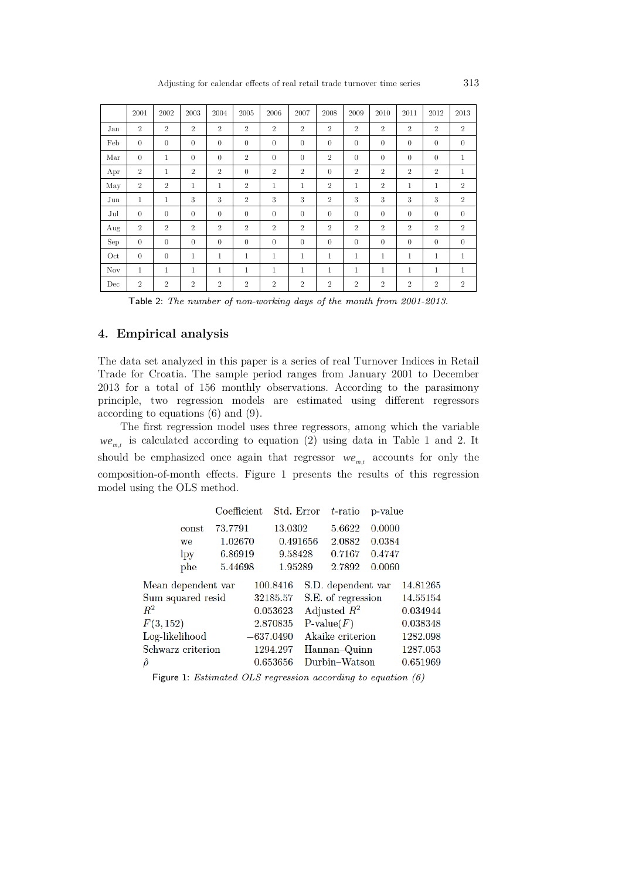|  | 2001 | 2002 | 2003 | 2004 | 2005 | 2006 | 2007 | 2008 | 2009 | 2010 | 2011 | 2012 | 2013 |
|---|---|---|---|---|---|---|---|---|---|---|---|---|---|
| Jan | 2 | 2 | 2 | 2 | 2 | 2 | 2 | 2 | 2 | 2 | 2 | 2 | 2 |
| Feb | 0 | 0 | 0 | 0 | 0 | 0 | 0 | 0 | 0 | 0 | 0 | 0 | 0 |
| Mar | 0 | 1 | 0 | 0 | 2 | 0 | 0 | 2 | 0 | 0 | 0 | 0 | 1 |
| Apr | 2 | 1 | 2 | 2 | 0 | 2 | 2 | 0 | 2 | 2 | 2 | 2 | 1 |
| May | 2 | 2 | 1 | 1 | 2 | 1 | 1 | 2 | 1 | 2 | 1 | 1 | 2 |
| Jun | 1 | 1 | 3 | 3 | 2 | 3 | 3 | 2 | 3 | 3 | 3 | 3 | 2 |
| Jul | 0 | 0 | 0 | 0 | 0 | 0 | 0 | 0 | 0 | 0 | 0 | 0 | 0 |
| Aug | 2 | 2 | 2 | 2 | 2 | 2 | 2 | 2 | 2 | 2 | 2 | 2 | 2 |
| Sep | 0 | 0 | 0 | 0 | 0 | 0 | 0 | 0 | 0 | 0 | 0 | 0 | 0 |
| Oct | 0 | 0 | 1 | 1 | 1 | 1 | 1 | 1 | 1 | 1 | 1 | 1 | 1 |
| Nov | 1 | 1 | 1 | 1 | 1 | 1 | 1 | 1 | 1 | 1 | 1 | 1 | 1 |
| Dec | 2 | 2 | 2 | 2 | 2 | 2 | 2 | 2 | 2 | 2 | 2 | 2 | 2 |

Table 2: *The number of non-working days of the month from 2001-2013.*

## 4. Empirical analysis

The data set analyzed in this paper is a series of real Turnover Indices in Retail Trade for Croatia. The sample period ranges from January 2001 to December 2013 for a total of 156 monthly observations. According to the parasimony principle, two regression models are estimated using different regressors according to equations (6) and (9).

The first regression model uses three regressors, among which the variable $we_{m,t}$ is calculated according to equation (2) using data in Table 1 and 2. It should be emphasized once again that regressor $we_{m,t}$ accounts for only the composition-of-month effects. Figure 1 presents the results of this regression model using the OLS method.

|  | Coefficient | Std. Error | $t$-ratio | p-value |
|---|---|---|---|---|
| const | 73.7791 | 13.0302 | 5.6622 | 0.0000 |
| we | 1.02670 | 0.491656 | 2.0882 | 0.0384 |
| lpy | 6.86919 | 9.58428 | 0.7167 | 0.4747 |
| phe | 5.44698 | 1.95289 | 2.7892 | 0.0060 |

|  |  |  |  |
|---|---|---|---|
| Mean dependent var | 100.8416 | S.D. dependent var | 14.81265 |
| Sum squared resid | 32185.57 | S.E. of regression | 14.55154 |
| $R^2$ | 0.053623 | Adjusted $R^2$ | 0.034944 |
| $F(3, 152)$ | 2.870835 | P-value($F$) | 0.038348 |
| Log-likelihood | −637.0490 | Akaike criterion | 1282.098 |
| Schwarz criterion | 1294.297 | Hannan–Quinn | 1287.053 |
| $\hat{\rho}$ | 0.653656 | Durbin–Watson | 0.651969 |

Figure 1: *Estimated OLS regression according to equation (6)*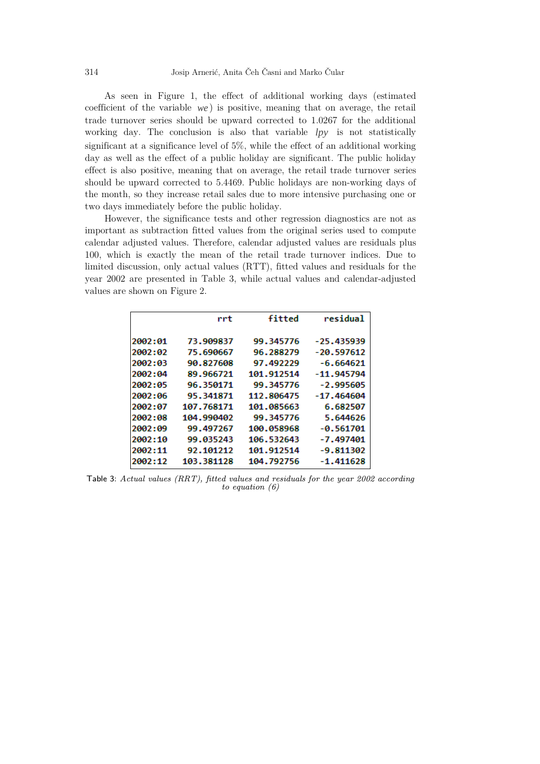As seen in Figure 1, the effect of additional working days (estimated coefficient of the variable $we$) is positive, meaning that on average, the retail trade turnover series should be upward corrected to 1.0267 for the additional working day. The conclusion is also that variable $lpy$ is not statistically significant at a significance level of 5%, while the effect of an additional working day as well as the effect of a public holiday are significant. The public holiday effect is also positive, meaning that on average, the retail trade turnover series should be upward corrected to 5.4469. Public holidays are non-working days of the month, so they increase retail sales due to more intensive purchasing one or two days immediately before the public holiday.

However, the significance tests and other regression diagnostics are not as important as subtraction fitted values from the original series used to compute calendar adjusted values. Therefore, calendar adjusted values are residuals plus 100, which is exactly the mean of the retail trade turnover indices. Due to limited discussion, only actual values (RTT), fitted values and residuals for the year 2002 are presented in Table 3, while actual values and calendar-adjusted values are shown on Figure 2.

| | rrt | fitted | residual |
|---|---|---|---|
| 2002:01 | 73.909837 | 99.345776 | -25.435939 |
| 2002:02 | 75.690667 | 96.288279 | -20.597612 |
| 2002:03 | 90.827608 | 97.492229 | -6.664621 |
| 2002:04 | 89.966721 | 101.912514 | -11.945794 |
| 2002:05 | 96.350171 | 99.345776 | -2.995605 |
| 2002:06 | 95.341871 | 112.806475 | -17.464604 |
| 2002:07 | 107.768171 | 101.085663 | 6.682507 |
| 2002:08 | 104.990402 | 99.345776 | 5.644626 |
| 2002:09 | 99.497267 | 100.058968 | -0.561701 |
| 2002:10 | 99.035243 | 106.532643 | -7.497401 |
| 2002:11 | 92.101212 | 101.912514 | -9.811302 |
| 2002:12 | 103.381128 | 104.792756 | -1.411628 |

Table 3: *Actual values (RRT), fitted values and residuals for the year 2002 according to equation (6)*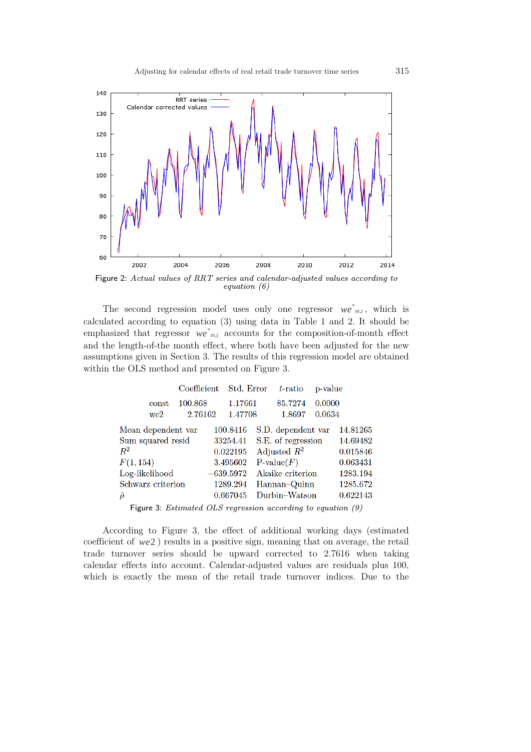140
130
120
110
100
90
80
70
60

2002 2004 2006 2008 2010 2012 2014

RRT series
Calendar corrected values

Figure 2: *Actual values of RRT series and calendar-adjusted values according to equation (6)*

The second regression model uses only one regressor $we^{*}_{m,t}$, which is calculated according to equation (3) using data in Table 1 and 2. It should be emphasized that regressor $we^{*}_{m,t}$ accounts for the composition-of-month effect and the length-of-the month effect, where both have been adjusted for the new assumptions given in Section 3. The results of this regression model are obtained within the OLS method and presented on Figure 3.

| | Coefficient | Std. Error | $t$-ratio | p-value |
|---|---|---|---|---|
| const | 100.868 | 1.17661 | 85.7274 | 0.0000 |
| we2 | 2.76162 | 1.47708 | 1.8697 | 0.0634 |

| | | | |
|---|---|---|---|
| Mean dependent var | 100.8416 | S.D. dependent var | 14.81265 |
| Sum squared resid | 33254.41 | S.E. of regression | 14.69482 |
| $R^2$ | 0.022195 | Adjusted $R^2$ | 0.015846 |
| $F(1, 154)$ | 3.495602 | P-value($F$) | 0.063431 |
| Log-likelihood | −639.5972 | Akaike criterion | 1283.194 |
| Schwarz criterion | 1289.294 | Hannan–Quinn | 1285.672 |
| $\hat{\rho}$ | 0.667045 | Durbin–Watson | 0.622143 |

Figure 3: *Estimated OLS regression according to equation (9)*

According to Figure 3, the effect of additional working days (estimated coefficient of $we2$) results in a positive sign, meaning that on average, the retail trade turnover series should be upward corrected to 2.7616 when taking calendar effects into account. Calendar-adjusted values are residuals plus 100, which is exactly the mean of the retail trade turnover indices. Due to the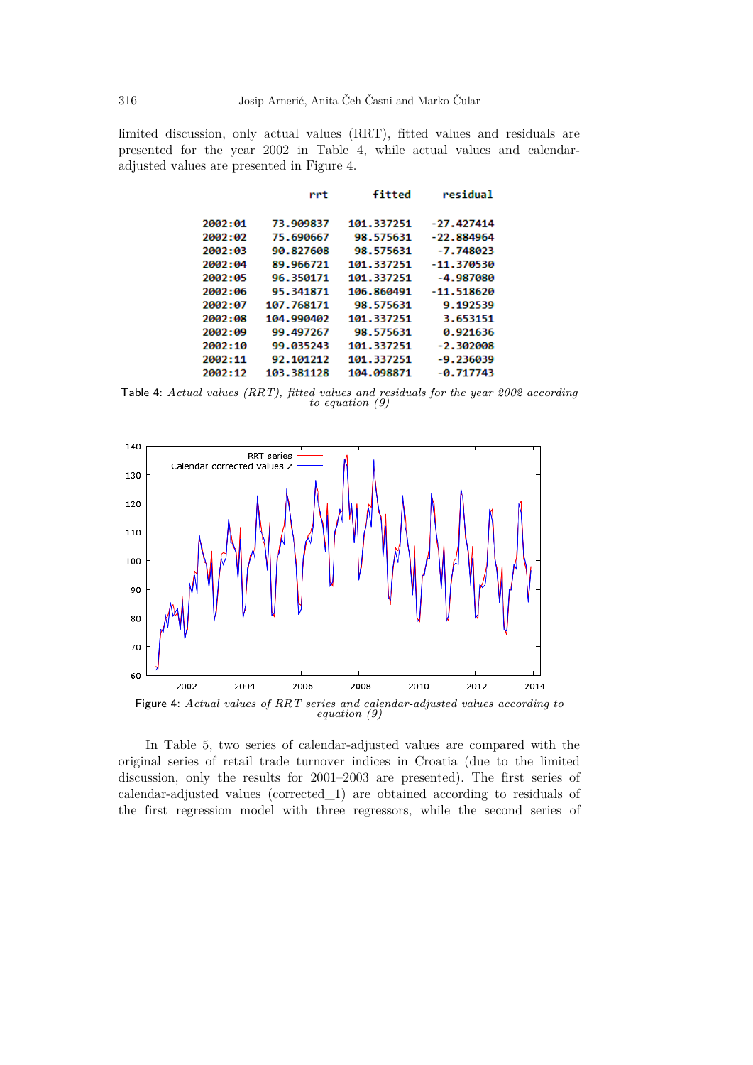limited discussion, only actual values (RRT), fitted values and residuals are presented for the year 2002 in Table 4, while actual values and calendar-adjusted values are presented in Figure 4.

| | rrt | fitted | residual |
|---|---|---|---|
| 2002:01 | 73.909837 | 101.337251 | -27.427414 |
| 2002:02 | 75.690667 | 98.575631 | -22.884964 |
| 2002:03 | 90.827608 | 98.575631 | -7.748023 |
| 2002:04 | 89.966721 | 101.337251 | -11.370530 |
| 2002:05 | 96.350171 | 101.337251 | -4.987080 |
| 2002:06 | 95.341871 | 106.860491 | -11.518620 |
| 2002:07 | 107.768171 | 98.575631 | 9.192539 |
| 2002:08 | 104.990402 | 101.337251 | 3.653151 |
| 2002:09 | 99.497267 | 98.575631 | 0.921636 |
| 2002:10 | 99.035243 | 101.337251 | -2.302008 |
| 2002:11 | 92.101212 | 101.337251 | -9.236039 |
| 2002:12 | 103.381128 | 104.098871 | -0.717743 |

Table 4: *Actual values (RRT), fitted values and residuals for the year 2002 according to equation (9)*

RRT series
Calendar corrected values 2
140
130
120
110
100
90
80
70
60
2002
2004
2006
2008
2010
2012
2014

Figure 4: *Actual values of RRT series and calendar-adjusted values according to equation (9)*

In Table 5, two series of calendar-adjusted values are compared with the original series of retail trade turnover indices in Croatia (due to the limited discussion, only the results for 2001–2003 are presented). The first series of calendar-adjusted values (corrected_1) are obtained according to residuals of the first regression model with three regressors, while the second series of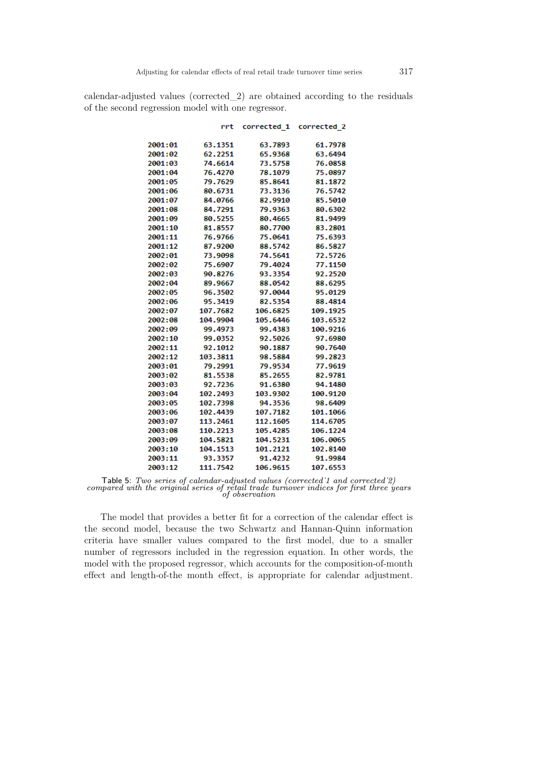calendar-adjusted values (corrected_2) are obtained according to the residuals of the second regression model with one regressor.

| | rrt | corrected_1 | corrected_2 |
|---|---|---|---|
| 2001:01 | 63.1351 | 63.7893 | 61.7978 |
| 2001:02 | 62.2251 | 65.9368 | 63.6494 |
| 2001:03 | 74.6614 | 73.5758 | 76.0858 |
| 2001:04 | 76.4270 | 78.1079 | 75.0897 |
| 2001:05 | 79.7629 | 85.8641 | 81.1872 |
| 2001:06 | 80.6731 | 73.3136 | 76.5742 |
| 2001:07 | 84.0766 | 82.9910 | 85.5010 |
| 2001:08 | 84.7291 | 79.9363 | 80.6302 |
| 2001:09 | 80.5255 | 80.4665 | 81.9499 |
| 2001:10 | 81.8557 | 80.7700 | 83.2801 |
| 2001:11 | 76.9766 | 75.0641 | 75.6393 |
| 2001:12 | 87.9200 | 88.5742 | 86.5827 |
| 2002:01 | 73.9098 | 74.5641 | 72.5726 |
| 2002:02 | 75.6907 | 79.4024 | 77.1150 |
| 2002:03 | 90.8276 | 93.3354 | 92.2520 |
| 2002:04 | 89.9667 | 88.0542 | 88.6295 |
| 2002:05 | 96.3502 | 97.0044 | 95.0129 |
| 2002:06 | 95.3419 | 82.5354 | 88.4814 |
| 2002:07 | 107.7682 | 106.6825 | 109.1925 |
| 2002:08 | 104.9904 | 105.6446 | 103.6532 |
| 2002:09 | 99.4973 | 99.4383 | 100.9216 |
| 2002:10 | 99.0352 | 92.5026 | 97.6980 |
| 2002:11 | 92.1012 | 90.1887 | 90.7640 |
| 2002:12 | 103.3811 | 98.5884 | 99.2823 |
| 2003:01 | 79.2991 | 79.9534 | 77.9619 |
| 2003:02 | 81.5538 | 85.2655 | 82.9781 |
| 2003:03 | 92.7236 | 91.6380 | 94.1480 |
| 2003:04 | 102.2493 | 103.9302 | 100.9120 |
| 2003:05 | 102.7398 | 94.3536 | 98.6409 |
| 2003:06 | 102.4439 | 107.7182 | 101.1066 |
| 2003:07 | 113.2461 | 112.1605 | 114.6705 |
| 2003:08 | 110.2213 | 105.4285 | 106.1224 |
| 2003:09 | 104.5821 | 104.5231 | 106.0065 |
| 2003:10 | 104.1513 | 101.2121 | 102.8140 |
| 2003:11 | 93.3357 | 91.4232 | 91.9984 |
| 2003:12 | 111.7542 | 106.9615 | 107.6553 |

Table 5: *Two series of calendar-adjusted values (corrected_1 and corrected_2) compared with the original series of retail trade turnover indices for first three years of observation*

The model that provides a better fit for a correction of the calendar effect is the second model, because the two Schwartz and Hannan-Quinn information criteria have smaller values compared to the first model, due to a smaller number of regressors included in the regression equation. In other words, the model with the proposed regressor, which accounts for the composition-of-month effect and length-of-the month effect, is appropriate for calendar adjustment.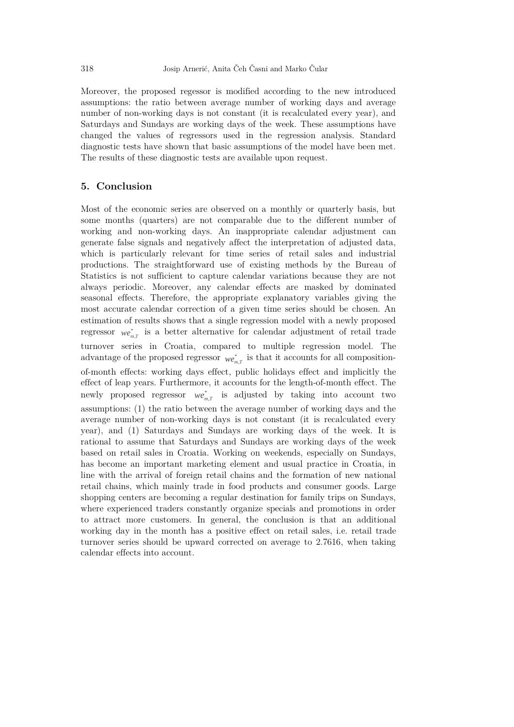Moreover, the proposed regessor is modified according to the new introduced assumptions: the ratio between average number of working days and average number of non-working days is not constant (it is recalculated every year), and Saturdays and Sundays are working days of the week. These assumptions have changed the values of regressors used in the regression analysis. Standard diagnostic tests have shown that basic assumptions of the model have been met. The results of these diagnostic tests are available upon request.

## 5. Conclusion

Most of the economic series are observed on a monthly or quarterly basis, but some months (quarters) are not comparable due to the different number of working and non-working days. An inappropriate calendar adjustment can generate false signals and negatively affect the interpretation of adjusted data, which is particularly relevant for time series of retail sales and industrial productions. The straightforward use of existing methods by the Bureau of Statistics is not sufficient to capture calendar variations because they are not always periodic. Moreover, any calendar effects are masked by dominated seasonal effects. Therefore, the appropriate explanatory variables giving the most accurate calendar correction of a given time series should be chosen. An estimation of results shows that a single regression model with a newly proposed regressor $we^{*}_{m,T}$ is a better alternative for calendar adjustment of retail trade turnover series in Croatia, compared to multiple regression model. The advantage of the proposed regressor $we^{*}_{m,T}$ is that it accounts for all composition-of-month effects: working days effect, public holidays effect and implicitly the effect of leap years. Furthermore, it accounts for the length-of-month effect. The newly proposed regressor $we^{*}_{m,T}$ is adjusted by taking into account two assumptions: (1) the ratio between the average number of working days and the average number of non-working days is not constant (it is recalculated every year), and (1) Saturdays and Sundays are working days of the week. It is rational to assume that Saturdays and Sundays are working days of the week based on retail sales in Croatia. Working on weekends, especially on Sundays, has become an important marketing element and usual practice in Croatia, in line with the arrival of foreign retail chains and the formation of new national retail chains, which mainly trade in food products and consumer goods. Large shopping centers are becoming a regular destination for family trips on Sundays, where experienced traders constantly organize specials and promotions in order to attract more customers. In general, the conclusion is that an additional working day in the month has a positive effect on retail sales, i.e. retail trade turnover series should be upward corrected on average to 2.7616, when taking calendar effects into account.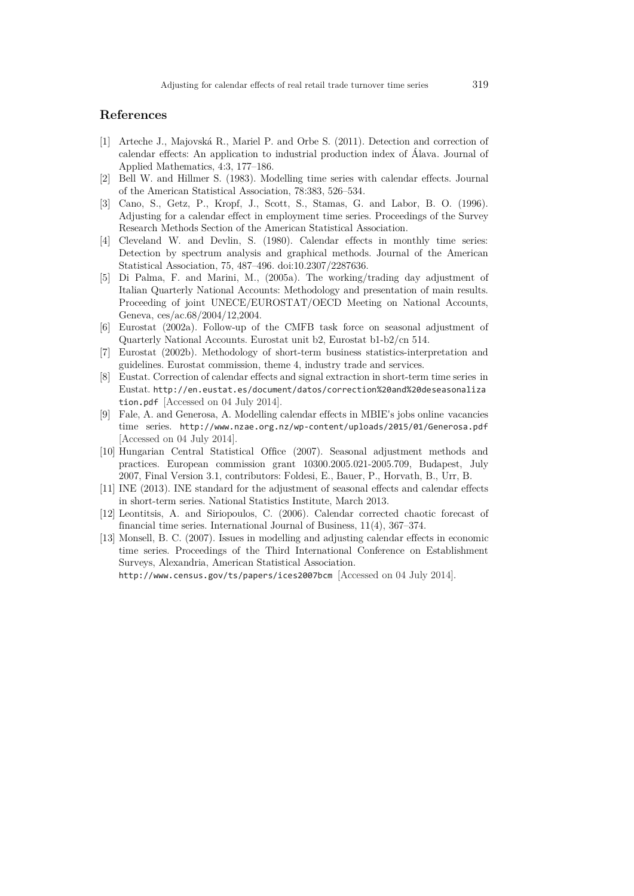## References

[1] Arteche J., Majovská R., Mariel P. and Orbe S. (2011). Detection and correction of calendar effects: An application to industrial production index of Álava. Journal of Applied Mathematics, 4:3, 177–186.

[2] Bell W. and Hillmer S. (1983). Modelling time series with calendar effects. Journal of the American Statistical Association, 78:383, 526–534.

[3] Cano, S., Getz, P., Kropf, J., Scott, S., Stamas, G. and Labor, B. O. (1996). Adjusting for a calendar effect in employment time series. Proceedings of the Survey Research Methods Section of the American Statistical Association.

[4] Cleveland W. and Devlin, S. (1980). Calendar effects in monthly time series: Detection by spectrum analysis and graphical methods. Journal of the American Statistical Association, 75, 487–496. doi:10.2307/2287636.

[5] Di Palma, F. and Marini, M., (2005a). The working/trading day adjustment of Italian Quarterly National Accounts: Methodology and presentation of main results. Proceeding of joint UNECE/EUROSTAT/OECD Meeting on National Accounts, Geneva, ces/ac.68/2004/12,2004.

[6] Eurostat (2002a). Follow-up of the CMFB task force on seasonal adjustment of Quarterly National Accounts. Eurostat unit b2, Eurostat b1-b2/cn 514.

[7] Eurostat (2002b). Methodology of short-term business statistics-interpretation and guidelines. Eurostat commission, theme 4, industry trade and services.

[8] Eustat. Correction of calendar effects and signal extraction in short-term time series in Eustat. http://en.eustat.es/document/datos/correction%20and%20deseasonalization.pdf [Accessed on 04 July 2014].

[9] Fale, A. and Generosa, A. Modelling calendar effects in MBIE's jobs online vacancies time series. http://www.nzae.org.nz/wp-content/uploads/2015/01/Generosa.pdf [Accessed on 04 July 2014].

[10] Hungarian Central Statistical Office (2007). Seasonal adjustment methods and practices. European commission grant 10300.2005.021-2005.709, Budapest, July 2007, Final Version 3.1, contributors: Foldesi, E., Bauer, P., Horvath, B., Urr, B.

[11] INE (2013). INE standard for the adjustment of seasonal effects and calendar effects in short-term series. National Statistics Institute, March 2013.

[12] Leontitsis, A. and Siriopoulos, C. (2006). Calendar corrected chaotic forecast of financial time series. International Journal of Business, 11(4), 367–374.

[13] Monsell, B. C. (2007). Issues in modelling and adjusting calendar effects in economic time series. Proceedings of the Third International Conference on Establishment Surveys, Alexandria, American Statistical Association. http://www.census.gov/ts/papers/ices2007bcm [Accessed on 04 July 2014].